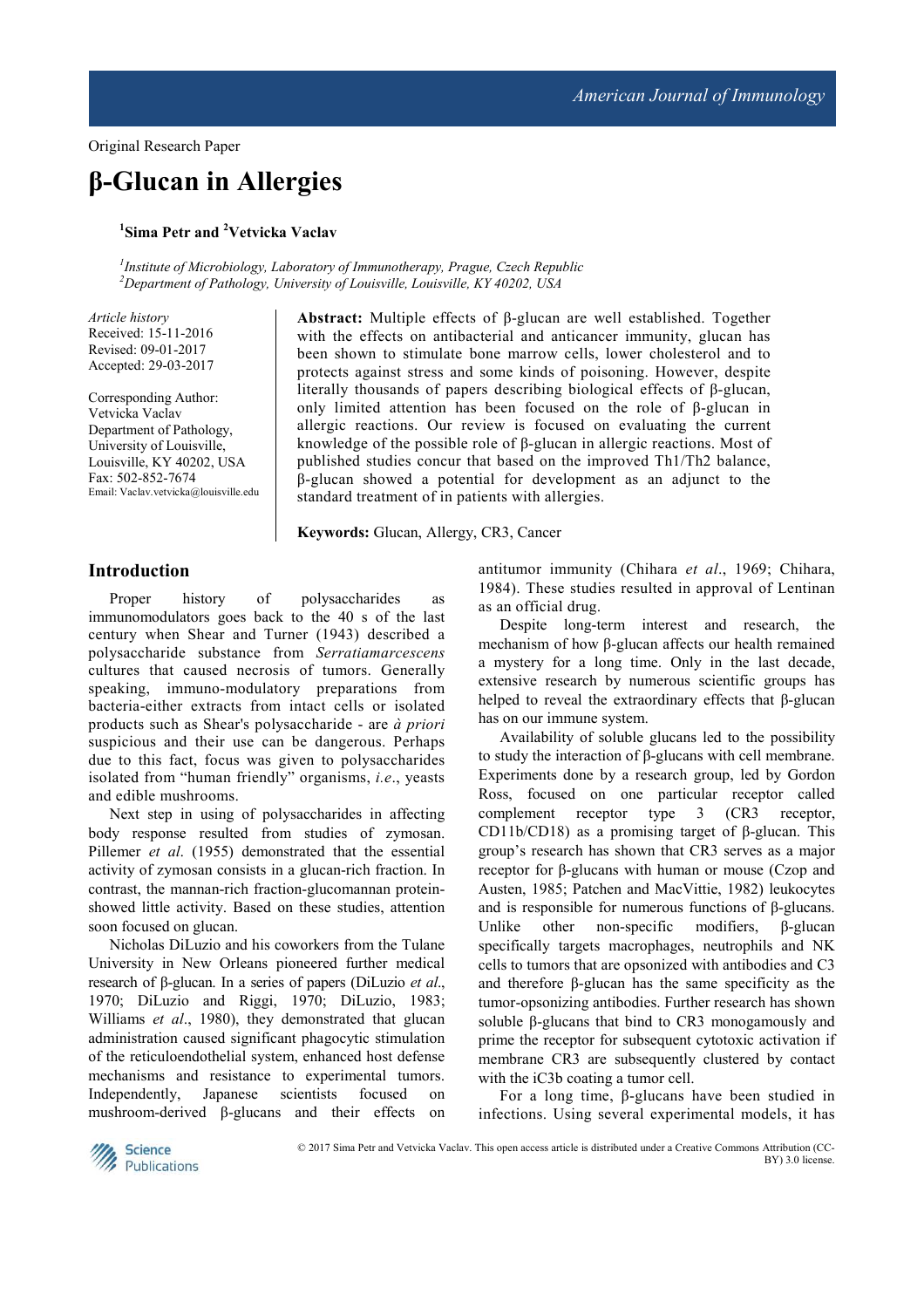Original Research Paper

# β-Glucan in Allergies

[1]Sima Petr and [2]Vetvicka Vaclav

[1]*Institute of Microbiology, Laboratory of Immunotherapy, Prague, Czech Republic*
[2]*Department of Pathology, University of Louisville, Louisville, KY 40202, USA*

*Article history*
Received: 15-11-2016
Revised: 09-01-2017
Accepted: 29-03-2017

Corresponding Author:
Vetvicka Vaclav
Department of Pathology,
University of Louisville,
Louisville, KY 40202, USA
Fax: 502-852-7674
Email: Vaclav.vetvicka@louisville.edu

**Abstract:** Multiple effects of β-glucan are well established. Together with the effects on antibacterial and anticancer immunity, glucan has been shown to stimulate bone marrow cells, lower cholesterol and to protects against stress and some kinds of poisoning. However, despite literally thousands of papers describing biological effects of β-glucan, only limited attention has been focused on the role of β-glucan in allergic reactions. Our review is focused on evaluating the current knowledge of the possible role of β-glucan in allergic reactions. Most of published studies concur that based on the improved Th1/Th2 balance, β-glucan showed a potential for development as an adjunct to the standard treatment of in patients with allergies.

**Keywords:** Glucan, Allergy, CR3, Cancer

## Introduction

Proper history of polysaccharides as immunomodulators goes back to the 40 s of the last century when Shear and Turner (1943) described a polysaccharide substance from *Serratiamarcescens* cultures that caused necrosis of tumors. Generally speaking, immuno-modulatory preparations from bacteria-either extracts from intact cells or isolated products such as Shear's polysaccharide - are *à priori* suspicious and their use can be dangerous. Perhaps due to this fact, focus was given to polysaccharides isolated from "human friendly" organisms, *i.e.*, yeasts and edible mushrooms.

Next step in using of polysaccharides in affecting body response resulted from studies of zymosan. Pillemer *et al*. (1955) demonstrated that the essential activity of zymosan consists in a glucan-rich fraction. In contrast, the mannan-rich fraction-glucomannan protein-showed little activity. Based on these studies, attention soon focused on glucan.

Nicholas DiLuzio and his coworkers from the Tulane University in New Orleans pioneered further medical research of β-glucan. In a series of papers (DiLuzio *et al*., 1970; DiLuzio and Riggi, 1970; DiLuzio, 1983; Williams *et al*., 1980), they demonstrated that glucan administration caused significant phagocytic stimulation of the reticuloendothelial system, enhanced host defense mechanisms and resistance to experimental tumors. Independently, Japanese scientists focused on mushroom-derived β-glucans and their effects on antitumor immunity (Chihara *et al*., 1969; Chihara, 1984). These studies resulted in approval of Lentinan as an official drug.

Despite long-term interest and research, the mechanism of how β-glucan affects our health remained a mystery for a long time. Only in the last decade, extensive research by numerous scientific groups has helped to reveal the extraordinary effects that β-glucan has on our immune system.

Availability of soluble glucans led to the possibility to study the interaction of β-glucans with cell membrane. Experiments done by a research group, led by Gordon Ross, focused on one particular receptor called complement receptor type 3 (CR3 receptor, CD11b/CD18) as a promising target of β-glucan. This group's research has shown that CR3 serves as a major receptor for β-glucans with human or mouse (Czop and Austen, 1985; Patchen and MacVittie, 1982) leukocytes and is responsible for numerous functions of β-glucans. Unlike other non-specific modifiers, β-glucan specifically targets macrophages, neutrophils and NK cells to tumors that are opsonized with antibodies and C3 and therefore β-glucan has the same specificity as the tumor-opsonizing antibodies. Further research has shown soluble β-glucans that bind to CR3 monogamously and prime the receptor for subsequent cytotoxic activation if membrane CR3 are subsequently clustered by contact with the iC3b coating a tumor cell.

For a long time, β-glucans have been studied in infections. Using several experimental models, it has

© 2017 Sima Petr and Vetvicka Vaclav. This open access article is distributed under a Creative Commons Attribution (CC-BY) 3.0 license.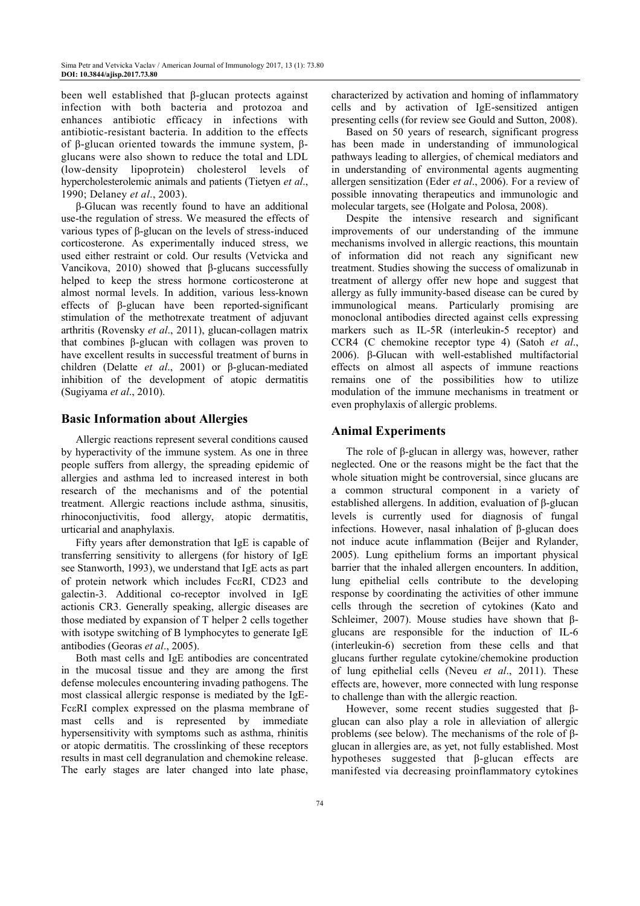been well established that β-glucan protects against infection with both bacteria and protozoa and enhances antibiotic efficacy in infections with antibiotic-resistant bacteria. In addition to the effects of β-glucan oriented towards the immune system, β-glucans were also shown to reduce the total and LDL (low-density lipoprotein) cholesterol levels of hypercholesterolemic animals and patients (Tietyen *et al*., 1990; Delaney *et al*., 2003).

β-Glucan was recently found to have an additional use-the regulation of stress. We measured the effects of various types of β-glucan on the levels of stress-induced corticosterone. As experimentally induced stress, we used either restraint or cold. Our results (Vetvicka and Vancikova, 2010) showed that β-glucans successfully helped to keep the stress hormone corticosterone at almost normal levels. In addition, various less-known effects of β-glucan have been reported-significant stimulation of the methotrexate treatment of adjuvant arthritis (Rovensky *et al*., 2011), glucan-collagen matrix that combines β-glucan with collagen was proven to have excellent results in successful treatment of burns in children (Delatte *et al*., 2001) or β-glucan-mediated inhibition of the development of atopic dermatitis (Sugiyama *et al*., 2010).

## Basic Information about Allergies

Allergic reactions represent several conditions caused by hyperactivity of the immune system. As one in three people suffers from allergy, the spreading epidemic of allergies and asthma led to increased interest in both research of the mechanisms and of the potential treatment. Allergic reactions include asthma, sinusitis, rhinoconjuctivitis, food allergy, atopic dermatitis, urticarial and anaphylaxis.

Fifty years after demonstration that IgE is capable of transferring sensitivity to allergens (for history of IgE see Stanworth, 1993), we understand that IgE acts as part of protein network which includes FcεRI, CD23 and galectin-3. Additional co-receptor involved in IgE actionis CR3. Generally speaking, allergic diseases are those mediated by expansion of T helper 2 cells together with isotype switching of B lymphocytes to generate IgE antibodies (Georas *et al*., 2005).

Both mast cells and IgE antibodies are concentrated in the mucosal tissue and they are among the first defense molecules encountering invading pathogens. The most classical allergic response is mediated by the IgE-FcεRI complex expressed on the plasma membrane of mast cells and is represented by immediate hypersensitivity with symptoms such as asthma, rhinitis or atopic dermatitis. The crosslinking of these receptors results in mast cell degranulation and chemokine release. The early stages are later changed into late phase, characterized by activation and homing of inflammatory cells and by activation of IgE-sensitized antigen presenting cells (for review see Gould and Sutton, 2008).

Based on 50 years of research, significant progress has been made in understanding of immunological pathways leading to allergies, of chemical mediators and in understanding of environmental agents augmenting allergen sensitization (Eder *et al*., 2006). For a review of possible innovating therapeutics and immunologic and molecular targets, see (Holgate and Polosa, 2008).

Despite the intensive research and significant improvements of our understanding of the immune mechanisms involved in allergic reactions, this mountain of information did not reach any significant new treatment. Studies showing the success of omalizunab in treatment of allergy offer new hope and suggest that allergy as fully immunity-based disease can be cured by immunological means. Particularly promising are monoclonal antibodies directed against cells expressing markers such as IL-5R (interleukin-5 receptor) and CCR4 (C chemokine receptor type 4) (Satoh *et al*., 2006). β-Glucan with well-established multifactorial effects on almost all aspects of immune reactions remains one of the possibilities how to utilize modulation of the immune mechanisms in treatment or even prophylaxis of allergic problems.

## Animal Experiments

The role of β-glucan in allergy was, however, rather neglected. One or the reasons might be the fact that the whole situation might be controversial, since glucans are a common structural component in a variety of established allergens. In addition, evaluation of β-glucan levels is currently used for diagnosis of fungal infections. However, nasal inhalation of β-glucan does not induce acute inflammation (Beijer and Rylander, 2005). Lung epithelium forms an important physical barrier that the inhaled allergen encounters. In addition, lung epithelial cells contribute to the developing response by coordinating the activities of other immune cells through the secretion of cytokines (Kato and Schleimer, 2007). Mouse studies have shown that β-glucans are responsible for the induction of IL-6 (interleukin-6) secretion from these cells and that glucans further regulate cytokine/chemokine production of lung epithelial cells (Neveu *et al*., 2011). These effects are, however, more connected with lung response to challenge than with the allergic reaction.

However, some recent studies suggested that β-glucan can also play a role in alleviation of allergic problems (see below). The mechanisms of the role of β-glucan in allergies are, as yet, not fully established. Most hypotheses suggested that β-glucan effects are manifested via decreasing proinflammatory cytokines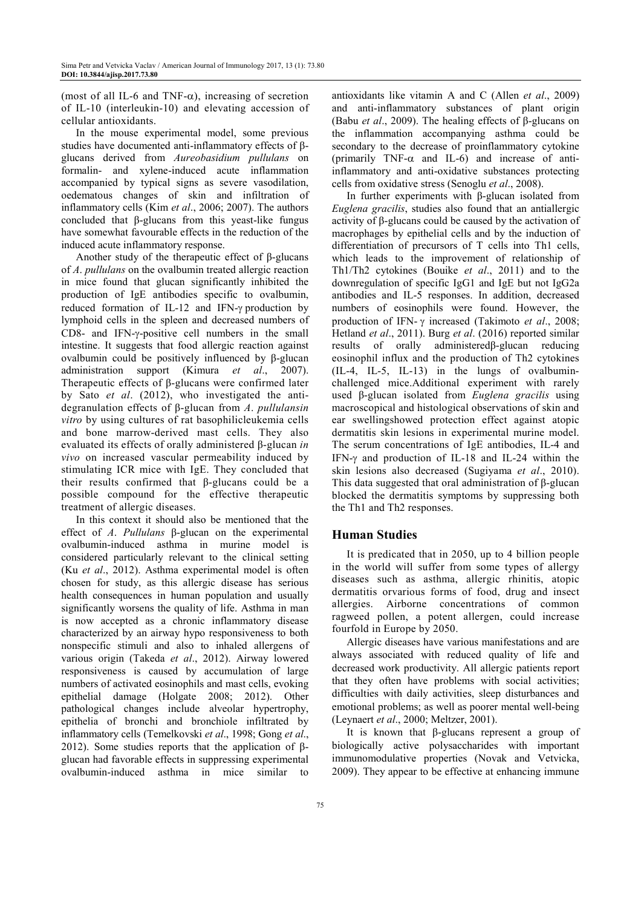(most of all IL-6 and TNF-α), increasing of secretion of IL-10 (interleukin-10) and elevating accession of cellular antioxidants.

In the mouse experimental model, some previous studies have documented anti-inflammatory effects of β-glucans derived from *Aureobasidium pullulans* on formalin- and xylene-induced acute inflammation accompanied by typical signs as severe vasodilation, oedematous changes of skin and infiltration of inflammatory cells (Kim *et al*., 2006; 2007). The authors concluded that β-glucans from this yeast-like fungus have somewhat favourable effects in the reduction of the induced acute inflammatory response.

Another study of the therapeutic effect of β-glucans of *A*. *pullulans* on the ovalbumin treated allergic reaction in mice found that glucan significantly inhibited the production of IgE antibodies specific to ovalbumin, reduced formation of IL-12 and IFN-γ production by lymphoid cells in the spleen and decreased numbers of CD8- and IFN-γ-positive cell numbers in the small intestine. It suggests that food allergic reaction against ovalbumin could be positively influenced by β-glucan administration support (Kimura *et al*., 2007). Therapeutic effects of β-glucans were confirmed later by Sato *et al*. (2012), who investigated the anti-degranulation effects of β-glucan from *A*. *pullulansin vitro* by using cultures of rat basophilicleukemia cells and bone marrow-derived mast cells. They also evaluated its effects of orally administered β-glucan *in vivo* on increased vascular permeability induced by stimulating ICR mice with IgE. They concluded that their results confirmed that β-glucans could be a possible compound for the effective therapeutic treatment of allergic diseases.

In this context it should also be mentioned that the effect of *A*. *Pullulans* β-glucan on the experimental ovalbumin-induced asthma in murine model is considered particularly relevant to the clinical setting (Ku *et al*., 2012). Asthma experimental model is often chosen for study, as this allergic disease has serious health consequences in human population and usually significantly worsens the quality of life. Asthma in man is now accepted as a chronic inflammatory disease characterized by an airway hypo responsiveness to both nonspecific stimuli and also to inhaled allergens of various origin (Takeda *et al*., 2012). Airway lowered responsiveness is caused by accumulation of large numbers of activated eosinophils and mast cells, evoking epithelial damage (Holgate 2008; 2012). Other pathological changes include alveolar hypertrophy, epithelia of bronchi and bronchiole infiltrated by inflammatory cells (Temelkovski *et al*., 1998; Gong *et al*., 2012). Some studies reports that the application of β-glucan had favorable effects in suppressing experimental ovalbumin-induced asthma in mice similar to antioxidants like vitamin A and C (Allen *et al*., 2009) and anti-inflammatory substances of plant origin (Babu *et al*., 2009). The healing effects of β-glucans on the inflammation accompanying asthma could be secondary to the decrease of proinflammatory cytokine (primarily TNF-α and IL-6) and increase of anti-inflammatory and anti-oxidative substances protecting cells from oxidative stress (Senoglu *et al*., 2008).

In further experiments with β-glucan isolated from *Euglena gracilis*, studies also found that an antiallergic activity of β-glucans could be caused by the activation of macrophages by epithelial cells and by the induction of differentiation of precursors of T cells into Th1 cells, which leads to the improvement of relationship of Th1/Th2 cytokines (Bouike *et al*., 2011) and to the downregulation of specific IgG1 and IgE but not IgG2a antibodies and IL-5 responses. In addition, decreased numbers of eosinophils were found. However, the production of IFN- γ increased (Takimoto *et al*., 2008; Hetland *et al*., 2011). Burg *et al*. (2016) reported similar results of orally administeredβ-glucan reducing eosinophil influx and the production of Th2 cytokines (IL-4, IL-5, IL-13) in the lungs of ovalbumin-challenged mice.Additional experiment with rarely used β-glucan isolated from *Euglena gracilis* using macroscopical and histological observations of skin and ear swellingshowed protection effect against atopic dermatitis skin lesions in experimental murine model. The serum concentrations of IgE antibodies, IL-4 and IFN-γ and production of IL-18 and IL-24 within the skin lesions also decreased (Sugiyama *et al*., 2010). This data suggested that oral administration of β-glucan blocked the dermatitis symptoms by suppressing both the Th1 and Th2 responses.

## Human Studies

It is predicated that in 2050, up to 4 billion people in the world will suffer from some types of allergy diseases such as asthma, allergic rhinitis, atopic dermatitis orvarious forms of food, drug and insect allergies. Airborne concentrations of common ragweed pollen, a potent allergen, could increase fourfold in Europe by 2050.

Allergic diseases have various manifestations and are always associated with reduced quality of life and decreased work productivity. All allergic patients report that they often have problems with social activities; difficulties with daily activities, sleep disturbances and emotional problems; as well as poorer mental well-being (Leynaert *et al*., 2000; Meltzer, 2001).

It is known that β-glucans represent a group of biologically active polysaccharides with important immunomodulative properties (Novak and Vetvicka, 2009). They appear to be effective at enhancing immune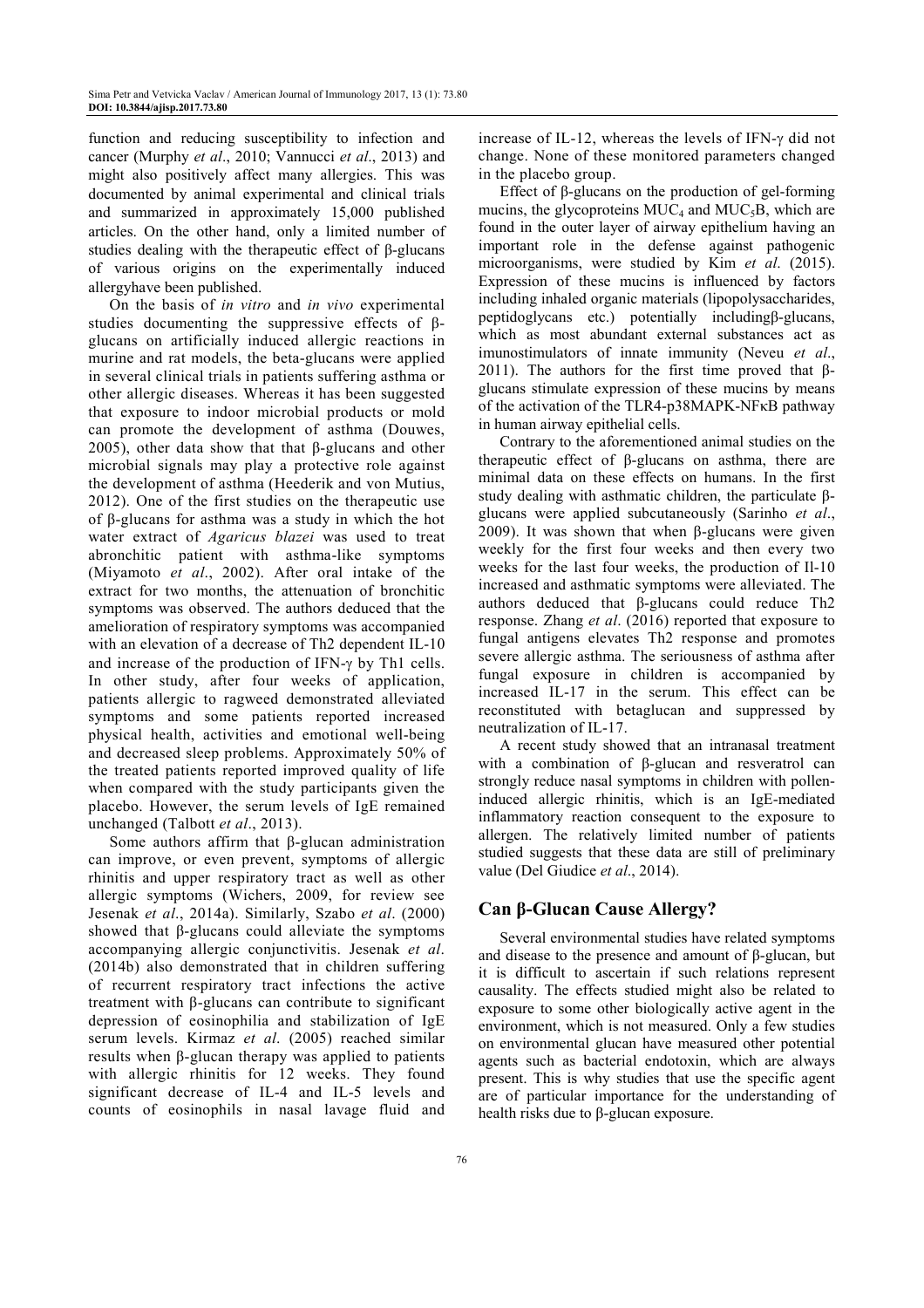function and reducing susceptibility to infection and cancer (Murphy *et al*., 2010; Vannucci *et al*., 2013) and might also positively affect many allergies. This was documented by animal experimental and clinical trials and summarized in approximately 15,000 published articles. On the other hand, only a limited number of studies dealing with the therapeutic effect of β-glucans of various origins on the experimentally induced allergyhave been published.

On the basis of *in vitro* and *in vivo* experimental studies documenting the suppressive effects of β-glucans on artificially induced allergic reactions in murine and rat models, the beta-glucans were applied in several clinical trials in patients suffering asthma or other allergic diseases. Whereas it has been suggested that exposure to indoor microbial products or mold can promote the development of asthma (Douwes, 2005), other data show that that β-glucans and other microbial signals may play a protective role against the development of asthma (Heederik and von Mutius, 2012). One of the first studies on the therapeutic use of β-glucans for asthma was a study in which the hot water extract of *Agaricus blazei* was used to treat abronchitic patient with asthma-like symptoms (Miyamoto *et al*., 2002). After oral intake of the extract for two months, the attenuation of bronchitic symptoms was observed. The authors deduced that the amelioration of respiratory symptoms was accompanied with an elevation of a decrease of Th2 dependent IL-10 and increase of the production of IFN-γ by Th1 cells. In other study, after four weeks of application, patients allergic to ragweed demonstrated alleviated symptoms and some patients reported increased physical health, activities and emotional well-being and decreased sleep problems. Approximately 50% of the treated patients reported improved quality of life when compared with the study participants given the placebo. However, the serum levels of IgE remained unchanged (Talbott *et al*., 2013).

Some authors affirm that β-glucan administration can improve, or even prevent, symptoms of allergic rhinitis and upper respiratory tract as well as other allergic symptoms (Wichers, 2009, for review see Jesenak *et al*., 2014a). Similarly, Szabo *et al*. (2000) showed that β-glucans could alleviate the symptoms accompanying allergic conjunctivitis. Jesenak *et al*. (2014b) also demonstrated that in children suffering of recurrent respiratory tract infections the active treatment with β-glucans can contribute to significant depression of eosinophilia and stabilization of IgE serum levels. Kirmaz *et al*. (2005) reached similar results when β-glucan therapy was applied to patients with allergic rhinitis for 12 weeks. They found significant decrease of IL-4 and IL-5 levels and counts of eosinophils in nasal lavage fluid and increase of IL-12, whereas the levels of IFN-γ did not change. None of these monitored parameters changed in the placebo group.

Effect of β-glucans on the production of gel-forming mucins, the glycoproteins $MUC_4$ and $MUC_5B$, which are found in the outer layer of airway epithelium having an important role in the defense against pathogenic microorganisms, were studied by Kim *et al*. (2015). Expression of these mucins is influenced by factors including inhaled organic materials (lipopolysaccharides, peptidoglycans etc.) potentially includingβ-glucans, which as most abundant external substances act as imunostimulators of innate immunity (Neveu *et al*., 2011). The authors for the first time proved that β-glucans stimulate expression of these mucins by means of the activation of the TLR4-p38MAPK-NFκB pathway in human airway epithelial cells.

Contrary to the aforementioned animal studies on the therapeutic effect of β-glucans on asthma, there are minimal data on these effects on humans. In the first study dealing with asthmatic children, the particulate β-glucans were applied subcutaneously (Sarinho *et al*., 2009). It was shown that when β-glucans were given weekly for the first four weeks and then every two weeks for the last four weeks, the production of Il-10 increased and asthmatic symptoms were alleviated. The authors deduced that β-glucans could reduce Th2 response. Zhang *et al*. (2016) reported that exposure to fungal antigens elevates Th2 response and promotes severe allergic asthma. The seriousness of asthma after fungal exposure in children is accompanied by increased IL-17 in the serum. This effect can be reconstituted with betaglucan and suppressed by neutralization of IL-17.

A recent study showed that an intranasal treatment with a combination of β-glucan and resveratrol can strongly reduce nasal symptoms in children with pollen-induced allergic rhinitis, which is an IgE-mediated inflammatory reaction consequent to the exposure to allergen. The relatively limited number of patients studied suggests that these data are still of preliminary value (Del Giudice *et al*., 2014).

## Can β-Glucan Cause Allergy?

Several environmental studies have related symptoms and disease to the presence and amount of β-glucan, but it is difficult to ascertain if such relations represent causality. The effects studied might also be related to exposure to some other biologically active agent in the environment, which is not measured. Only a few studies on environmental glucan have measured other potential agents such as bacterial endotoxin, which are always present. This is why studies that use the specific agent are of particular importance for the understanding of health risks due to β-glucan exposure.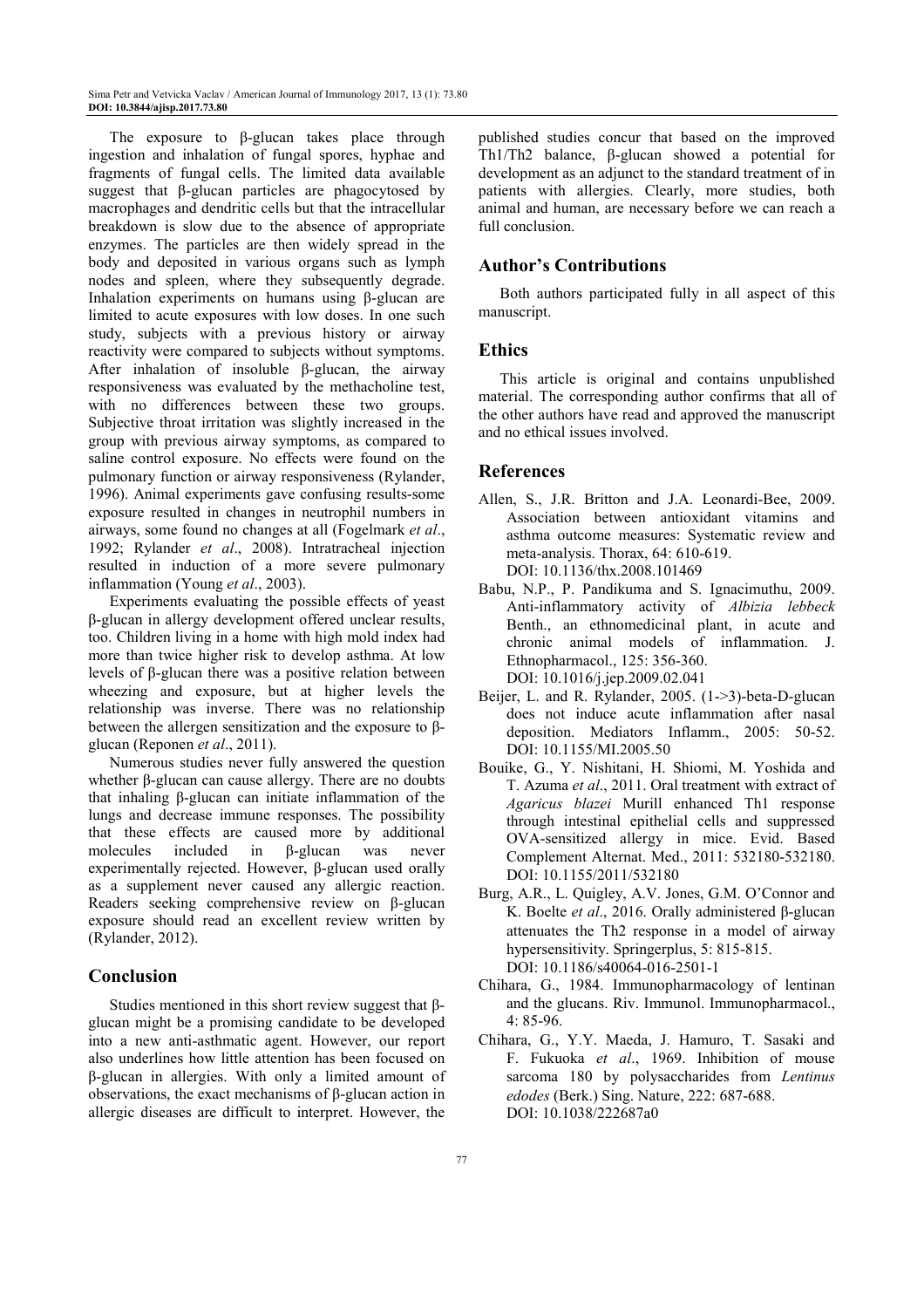The exposure to β-glucan takes place through ingestion and inhalation of fungal spores, hyphae and fragments of fungal cells. The limited data available suggest that β-glucan particles are phagocytosed by macrophages and dendritic cells but that the intracellular breakdown is slow due to the absence of appropriate enzymes. The particles are then widely spread in the body and deposited in various organs such as lymph nodes and spleen, where they subsequently degrade. Inhalation experiments on humans using β-glucan are limited to acute exposures with low doses. In one such study, subjects with a previous history or airway reactivity were compared to subjects without symptoms. After inhalation of insoluble β-glucan, the airway responsiveness was evaluated by the methacholine test, with no differences between these two groups. Subjective throat irritation was slightly increased in the group with previous airway symptoms, as compared to saline control exposure. No effects were found on the pulmonary function or airway responsiveness (Rylander, 1996). Animal experiments gave confusing results-some exposure resulted in changes in neutrophil numbers in airways, some found no changes at all (Fogelmark *et al*., 1992; Rylander *et al*., 2008). Intratracheal injection resulted in induction of a more severe pulmonary inflammation (Young *et al*., 2003).

Experiments evaluating the possible effects of yeast β-glucan in allergy development offered unclear results, too. Children living in a home with high mold index had more than twice higher risk to develop asthma. At low levels of β-glucan there was a positive relation between wheezing and exposure, but at higher levels the relationship was inverse. There was no relationship between the allergen sensitization and the exposure to β-glucan (Reponen *et al*., 2011).

Numerous studies never fully answered the question whether β-glucan can cause allergy. There are no doubts that inhaling β-glucan can initiate inflammation of the lungs and decrease immune responses. The possibility that these effects are caused more by additional molecules included in β-glucan was never experimentally rejected. However, β-glucan used orally as a supplement never caused any allergic reaction. Readers seeking comprehensive review on β-glucan exposure should read an excellent review written by (Rylander, 2012).

## Conclusion

Studies mentioned in this short review suggest that β-glucan might be a promising candidate to be developed into a new anti-asthmatic agent. However, our report also underlines how little attention has been focused on β-glucan in allergies. With only a limited amount of observations, the exact mechanisms of β-glucan action in allergic diseases are difficult to interpret. However, the published studies concur that based on the improved Th1/Th2 balance, β-glucan showed a potential for development as an adjunct to the standard treatment of in patients with allergies. Clearly, more studies, both animal and human, are necessary before we can reach a full conclusion.

## Author's Contributions

Both authors participated fully in all aspect of this manuscript.

## Ethics

This article is original and contains unpublished material. The corresponding author confirms that all of the other authors have read and approved the manuscript and no ethical issues involved.

## References

Allen, S., J.R. Britton and J.A. Leonardi-Bee, 2009. Association between antioxidant vitamins and asthma outcome measures: Systematic review and meta-analysis. Thorax, 64: 610-619. DOI: 10.1136/thx.2008.101469

Babu, N.P., P. Pandikuma and S. Ignacimuthu, 2009. Anti-inflammatory activity of *Albizia lebbeck* Benth., an ethnomedicinal plant, in acute and chronic animal models of inflammation. J. Ethnopharmacol., 125: 356-360. DOI: 10.1016/j.jep.2009.02.041

Beijer, L. and R. Rylander, 2005. (1->3)-beta-D-glucan does not induce acute inflammation after nasal deposition. Mediators Inflamm., 2005: 50-52. DOI: 10.1155/MI.2005.50

Bouike, G., Y. Nishitani, H. Shiomi, M. Yoshida and T. Azuma *et al*., 2011. Oral treatment with extract of *Agaricus blazei* Murill enhanced Th1 response through intestinal epithelial cells and suppressed OVA-sensitized allergy in mice. Evid. Based Complement Alternat. Med., 2011: 532180-532180. DOI: 10.1155/2011/532180

Burg, A.R., L. Quigley, A.V. Jones, G.M. O'Connor and K. Boelte *et al*., 2016. Orally administered β-glucan attenuates the Th2 response in a model of airway hypersensitivity. Springerplus, 5: 815-815. DOI: 10.1186/s40064-016-2501-1

Chihara, G., 1984. Immunopharmacology of lentinan and the glucans. Riv. Immunol. Immunopharmacol., 4: 85-96.

Chihara, G., Y.Y. Maeda, J. Hamuro, T. Sasaki and F. Fukuoka *et al*., 1969. Inhibition of mouse sarcoma 180 by polysaccharides from *Lentinus edodes* (Berk.) Sing. Nature, 222: 687-688. DOI: 10.1038/222687a0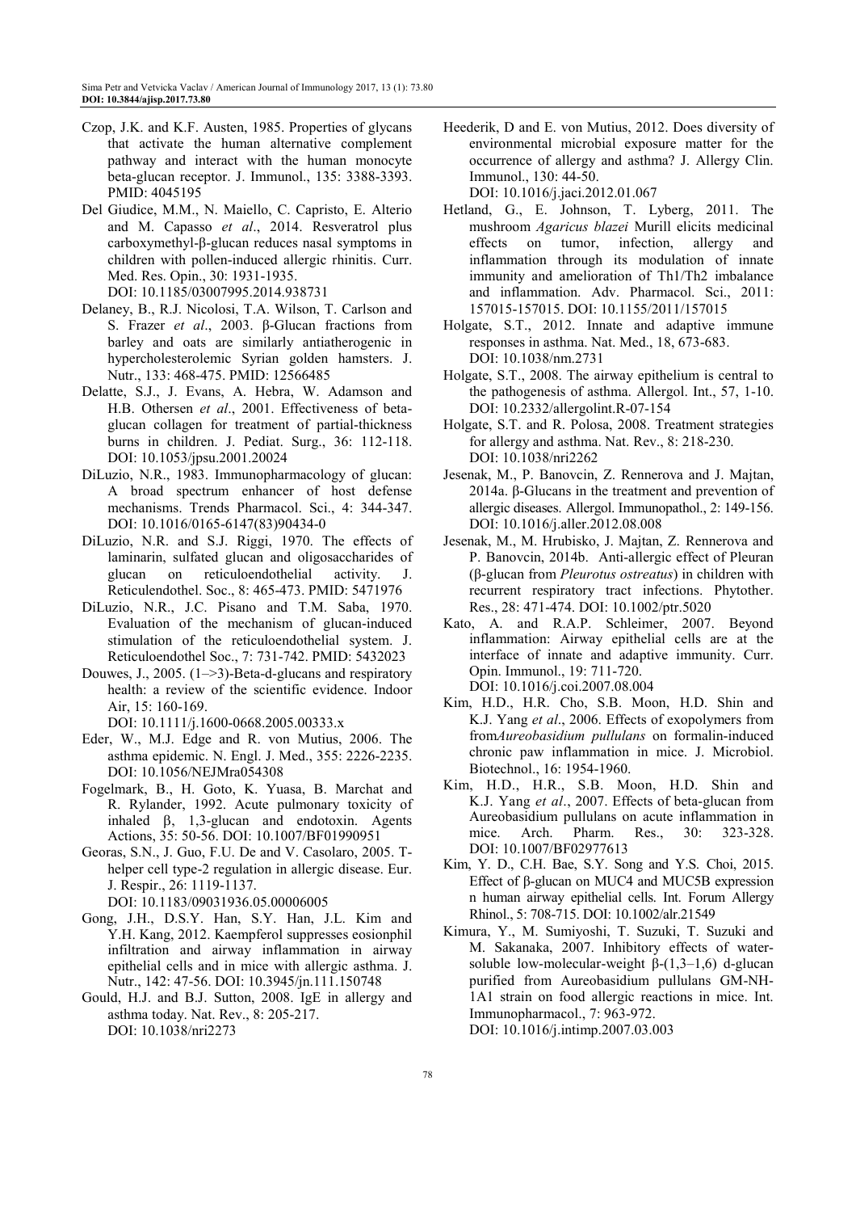Czop, J.K. and K.F. Austen, 1985. Properties of glycans that activate the human alternative complement pathway and interact with the human monocyte beta-glucan receptor. J. Immunol., 135: 3388-3393. PMID: 4045195

Del Giudice, M.M., N. Maiello, C. Capristo, E. Alterio and M. Capasso *et al*., 2014. Resveratrol plus carboxymethyl-β-glucan reduces nasal symptoms in children with pollen-induced allergic rhinitis. Curr. Med. Res. Opin., 30: 1931-1935. DOI: 10.1185/03007995.2014.938731

Delaney, B., R.J. Nicolosi, T.A. Wilson, T. Carlson and S. Frazer *et al*., 2003. β-Glucan fractions from barley and oats are similarly antiatherogenic in hypercholesterolemic Syrian golden hamsters. J. Nutr., 133: 468-475. PMID: 12566485

Delatte, S.J., J. Evans, A. Hebra, W. Adamson and H.B. Othersen *et al*., 2001. Effectiveness of beta-glucan collagen for treatment of partial-thickness burns in children. J. Pediat. Surg., 36: 112-118. DOI: 10.1053/jpsu.2001.20024

DiLuzio, N.R., 1983. Immunopharmacology of glucan: A broad spectrum enhancer of host defense mechanisms. Trends Pharmacol. Sci., 4: 344-347. DOI: 10.1016/0165-6147(83)90434-0

DiLuzio, N.R. and S.J. Riggi, 1970. The effects of laminarin, sulfated glucan and oligosaccharides of glucan on reticuloendothelial activity. J. Reticulendothel. Soc., 8: 465-473. PMID: 5471976

DiLuzio, N.R., J.C. Pisano and T.M. Saba, 1970. Evaluation of the mechanism of glucan-induced stimulation of the reticuloendothelial system. J. Reticuloendothel Soc., 7: 731-742. PMID: 5432023

Douwes, J., 2005. (1–>3)-Beta-d-glucans and respiratory health: a review of the scientific evidence. Indoor Air, 15: 160-169. DOI: 10.1111/j.1600-0668.2005.00333.x

Eder, W., M.J. Edge and R. von Mutius, 2006. The asthma epidemic. N. Engl. J. Med., 355: 2226-2235. DOI: 10.1056/NEJMra054308

Fogelmark, B., H. Goto, K. Yuasa, B. Marchat and R. Rylander, 1992. Acute pulmonary toxicity of inhaled β, 1,3-glucan and endotoxin. Agents Actions, 35: 50-56. DOI: 10.1007/BF01990951

Georas, S.N., J. Guo, F.U. De and V. Casolaro, 2005. T-helper cell type-2 regulation in allergic disease. Eur. J. Respir., 26: 1119-1137. DOI: 10.1183/09031936.05.00006005

Gong, J.H., D.S.Y. Han, S.Y. Han, J.L. Kim and Y.H. Kang, 2012. Kaempferol suppresses eosionphil infiltration and airway inflammation in airway epithelial cells and in mice with allergic asthma. J. Nutr., 142: 47-56. DOI: 10.3945/jn.111.150748

Gould, H.J. and B.J. Sutton, 2008. IgE in allergy and asthma today. Nat. Rev., 8: 205-217. DOI: 10.1038/nri2273

Heederik, D and E. von Mutius, 2012. Does diversity of environmental microbial exposure matter for the occurrence of allergy and asthma? J. Allergy Clin. Immunol., 130: 44-50. DOI: 10.1016/j.jaci.2012.01.067

Hetland, G., E. Johnson, T. Lyberg, 2011. The mushroom *Agaricus blazei* Murill elicits medicinal effects on tumor, infection, allergy and inflammation through its modulation of innate immunity and amelioration of Th1/Th2 imbalance and inflammation. Adv. Pharmacol. Sci., 2011: 157015-157015. DOI: 10.1155/2011/157015

Holgate, S.T., 2012. Innate and adaptive immune responses in asthma. Nat. Med., 18, 673-683. DOI: 10.1038/nm.2731

Holgate, S.T., 2008. The airway epithelium is central to the pathogenesis of asthma. Allergol. Int., 57, 1-10. DOI: 10.2332/allergolint.R-07-154

Holgate, S.T. and R. Polosa, 2008. Treatment strategies for allergy and asthma. Nat. Rev., 8: 218-230. DOI: 10.1038/nri2262

Jesenak, M., P. Banovcin, Z. Rennerova and J. Majtan, 2014a. β-Glucans in the treatment and prevention of allergic diseases. Allergol. Immunopathol., 2: 149-156. DOI: 10.1016/j.aller.2012.08.008

Jesenak, M., M. Hrubisko, J. Majtan, Z. Rennerova and P. Banovcin, 2014b. Anti-allergic effect of Pleuran (β-glucan from *Pleurotus ostreatus*) in children with recurrent respiratory tract infections. Phytother. Res., 28: 471-474. DOI: 10.1002/ptr.5020

Kato, A. and R.A.P. Schleimer, 2007. Beyond inflammation: Airway epithelial cells are at the interface of innate and adaptive immunity. Curr. Opin. Immunol., 19: 711-720. DOI: 10.1016/j.coi.2007.08.004

Kim, H.D., H.R. Cho, S.B. Moon, H.D. Shin and K.J. Yang *et al*., 2006. Effects of exopolymers from from*Aureobasidium pullulans* on formalin-induced chronic paw inflammation in mice. J. Microbiol. Biotechnol., 16: 1954-1960.

Kim, H.D., H.R., S.B. Moon, H.D. Shin and K.J. Yang *et al*., 2007. Effects of beta-glucan from Aureobasidium pullulans on acute inflammation in mice. Arch. Pharm. Res., 30: 323-328. DOI: 10.1007/BF02977613

Kim, Y. D., C.H. Bae, S.Y. Song and Y.S. Choi, 2015. Effect of β-glucan on MUC4 and MUC5B expression n human airway epithelial cells. Int. Forum Allergy Rhinol., 5: 708-715. DOI: 10.1002/alr.21549

Kimura, Y., M. Sumiyoshi, T. Suzuki, T. Suzuki and M. Sakanaka, 2007. Inhibitory effects of water-soluble low-molecular-weight β-(1,3–1,6) d-glucan purified from Aureobasidium pullulans GM-NH-1A1 strain on food allergic reactions in mice. Int. Immunopharmacol., 7: 963-972. DOI: 10.1016/j.intimp.2007.03.003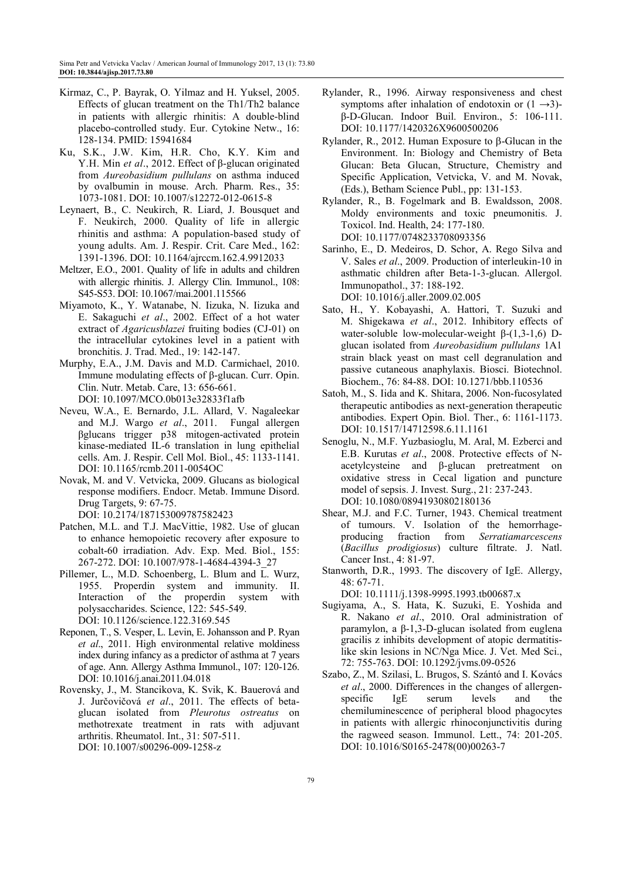Kirmaz, C., P. Bayrak, O. Yilmaz and H. Yuksel, 2005. Effects of glucan treatment on the Th1/Th2 balance in patients with allergic rhinitis: A double-blind placebo-controlled study. Eur. Cytokine Netw., 16: 128-134. PMID: 15941684

Ku, S.K., J.W. Kim, H.R. Cho, K.Y. Kim and Y.H. Min *et al*., 2012. Effect of β-glucan originated from *Aureobasidium pullulans* on asthma induced by ovalbumin in mouse. Arch. Pharm. Res., 35: 1073-1081. DOI: 10.1007/s12272-012-0615-8

Leynaert, B., C. Neukirch, R. Liard, J. Bousquet and F. Neukirch, 2000. Quality of life in allergic rhinitis and asthma: A population-based study of young adults. Am. J. Respir. Crit. Care Med., 162: 1391-1396. DOI: 10.1164/ajrccm.162.4.9912033

Meltzer, E.O., 2001. Quality of life in adults and children with allergic rhinitis. J. Allergy Clin. Immunol., 108: S45-S53. DOI: 10.1067/mai.2001.115566

Miyamoto, K., Y. Watanabe, N. Iizuka, N. Iizuka and E. Sakaguchi *et al*., 2002. Effect of a hot water extract of *Agaricusblazei* fruiting bodies (CJ-01) on the intracellular cytokines level in a patient with bronchitis. J. Trad. Med., 19: 142-147.

Murphy, E.A., J.M. Davis and M.D. Carmichael, 2010. Immune modulating effects of β-glucan. Curr. Opin. Clin. Nutr. Metab. Care, 13: 656-661. DOI: 10.1097/MCO.0b013e32833f1afb

Neveu, W.A., E. Bernardo, J.L. Allard, V. Nagaleekar and M.J. Wargo *et al*., 2011. Fungal allergen βglucans trigger p38 mitogen-activated protein kinase-mediated IL-6 translation in lung epithelial cells. Am. J. Respir. Cell Mol. Biol., 45: 1133-1141. DOI: 10.1165/rcmb.2011-0054OC

Novak, M. and V. Vetvicka, 2009. Glucans as biological response modifiers. Endocr. Metab. Immune Disord. Drug Targets, 9: 67-75. DOI: 10.2174/187153009787582423

Patchen, M.L. and T.J. MacVittie, 1982. Use of glucan to enhance hemopoietic recovery after exposure to cobalt-60 irradiation. Adv. Exp. Med. Biol., 155: 267-272. DOI: 10.1007/978-1-4684-4394-3_27

Pillemer, L., M.D. Schoenberg, L. Blum and L. Wurz, 1955. Properdin system and immunity. II. Interaction of the properdin system with polysaccharides. Science, 122: 545-549. DOI: 10.1126/science.122.3169.545

Reponen, T., S. Vesper, L. Levin, E. Johansson and P. Ryan *et al*., 2011. High environmental relative moldiness index during infancy as a predictor of asthma at 7 years of age. Ann. Allergy Asthma Immunol., 107: 120-126. DOI: 10.1016/j.anai.2011.04.018

Rovensky, J., M. Stancikova, K. Svik, K. Bauerová and J. Jurčovičová *et al*., 2011. The effects of beta-glucan isolated from *Pleurotus ostreatus* on methotrexate treatment in rats with adjuvant arthritis. Rheumatol. Int., 31: 507-511. DOI: 10.1007/s00296-009-1258-z

Rylander, R., 1996. Airway responsiveness and chest symptoms after inhalation of endotoxin or $(1 \rightarrow 3)$-β-D-Glucan. Indoor Buil. Environ., 5: 106-111. DOI: 10.1177/1420326X9600500206

Rylander, R., 2012. Human Exposure to β-Glucan in the Environment. In: Biology and Chemistry of Beta Glucan: Beta Glucan, Structure, Chemistry and Specific Application, Vetvicka, V. and M. Novak, (Eds.), Betham Science Publ., pp: 131-153.

Rylander, R., B. Fogelmark and B. Ewaldsson, 2008. Moldy environments and toxic pneumonitis. J. Toxicol. Ind. Health, 24: 177-180. DOI: 10.1177/0748233708093356

Sarinho, E., D. Medeiros, D. Schor, A. Rego Silva and V. Sales *et al*., 2009. Production of interleukin-10 in asthmatic children after Beta-1-3-glucan. Allergol. Immunopathol., 37: 188-192. DOI: 10.1016/j.aller.2009.02.005

Sato, H., Y. Kobayashi, A. Hattori, T. Suzuki and M. Shigekawa *et al*., 2012. Inhibitory effects of water-soluble low-molecular-weight β-(1,3-1,6) D-glucan isolated from *Aureobasidium pullulans* 1A1 strain black yeast on mast cell degranulation and passive cutaneous anaphylaxis. Biosci. Biotechnol. Biochem., 76: 84-88. DOI: 10.1271/bbb.110536

Satoh, M., S. Iida and K. Shitara, 2006. Non-fucosylated therapeutic antibodies as next-generation therapeutic antibodies. Expert Opin. Biol. Ther., 6: 1161-1173. DOI: 10.1517/14712598.6.11.1161

Senoglu, N., M.F. Yuzbasioglu, M. Aral, M. Ezberci and E.B. Kurutas *et al*., 2008. Protective effects of N-acetylcysteine and β-glucan pretreatment on oxidative stress in Cecal ligation and puncture model of sepsis. J. Invest. Surg., 21: 237-243. DOI: 10.1080/08941930802180136

Shear, M.J. and F.C. Turner, 1943. Chemical treatment of tumours. V. Isolation of the hemorrhage-producing fraction from *Serratiamarcescens* (*Bacillus prodigiosus*) culture filtrate. J. Natl. Cancer Inst., 4: 81-97.

Stanworth, D.R., 1993. The discovery of IgE. Allergy, 48: 67-71. DOI: 10.1111/j.1398-9995.1993.tb00687.x

Sugiyama, A., S. Hata, K. Suzuki, E. Yoshida and R. Nakano *et al*., 2010. Oral administration of paramylon, a β-1,3-D-glucan isolated from euglena gracilis z inhibits development of atopic dermatitis-like skin lesions in NC/Nga Mice. J. Vet. Med Sci., 72: 755-763. DOI: 10.1292/jvms.09-0526

Szabo, Z., M. Szilasi, L. Brugos, S. Szántó and I. Kovács *et al*., 2000. Differences in the changes of allergen-specific IgE serum levels and the chemiluminescence of peripheral blood phagocytes in patients with allergic rhinoconjunctivitis during the ragweed season. Immunol. Lett., 74: 201-205. DOI: 10.1016/S0165-2478(00)00263-7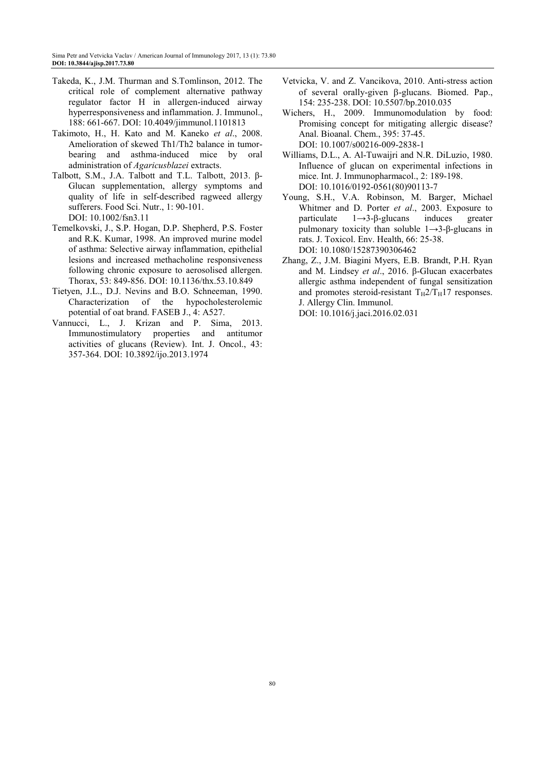Takeda, K., J.M. Thurman and S.Tomlinson, 2012. The critical role of complement alternative pathway regulator factor H in allergen-induced airway hyperresponsiveness and inflammation. J. Immunol., 188: 661-667. DOI: 10.4049/jimmunol.1101813

Takimoto, H., H. Kato and M. Kaneko *et al*., 2008. Amelioration of skewed Th1/Th2 balance in tumor-bearing and asthma-induced mice by oral administration of *Agaricusblazei* extracts.

Talbott, S.M., J.A. Talbott and T.L. Talbott, 2013. β-Glucan supplementation, allergy symptoms and quality of life in self-described ragweed allergy sufferers. Food Sci. Nutr., 1: 90-101. DOI: 10.1002/fsn3.11

Temelkovski, J., S.P. Hogan, D.P. Shepherd, P.S. Foster and R.K. Kumar, 1998. An improved murine model of asthma: Selective airway inflammation, epithelial lesions and increased methacholine responsiveness following chronic exposure to aerosolised allergen. Thorax, 53: 849-856. DOI: 10.1136/thx.53.10.849

Tietyen, J.L., D.J. Nevins and B.O. Schneeman, 1990. Characterization of the hypocholesterolemic potential of oat brand. FASEB J., 4: A527.

Vannucci, L., J. Krizan and P. Sima, 2013. Immunostimulatory properties and antitumor activities of glucans (Review). Int. J. Oncol., 43: 357-364. DOI: 10.3892/ijo.2013.1974

Vetvicka, V. and Z. Vancikova, 2010. Anti-stress action of several orally-given β-glucans. Biomed. Pap., 154: 235-238. DOI: 10.5507/bp.2010.035

Wichers, H., 2009. Immunomodulation by food: Promising concept for mitigating allergic disease? Anal. Bioanal. Chem., 395: 37-45. DOI: 10.1007/s00216-009-2838-1

Williams, D.L., A. Al-Tuwaijri and N.R. DiLuzio, 1980. Influence of glucan on experimental infections in mice. Int. J. Immunopharmacol., 2: 189-198. DOI: 10.1016/0192-0561(80)90113-7

Young, S.H., V.A. Robinson, M. Barger, Michael Whitmer and D. Porter *et al*., 2003. Exposure to particulate 1→3-β-glucans induces greater pulmonary toxicity than soluble 1→3-β-glucans in rats. J. Toxicol. Env. Health, 66: 25-38. DOI: 10.1080/15287390306462

Zhang, Z., J.M. Biagini Myers, E.B. Brandt, P.H. Ryan and M. Lindsey *et al*., 2016. β-Glucan exacerbates allergic asthma independent of fungal sensitization and promotes steroid-resistant $T_H2/T_H17$ responses. J. Allergy Clin. Immunol. DOI: 10.1016/j.jaci.2016.02.031